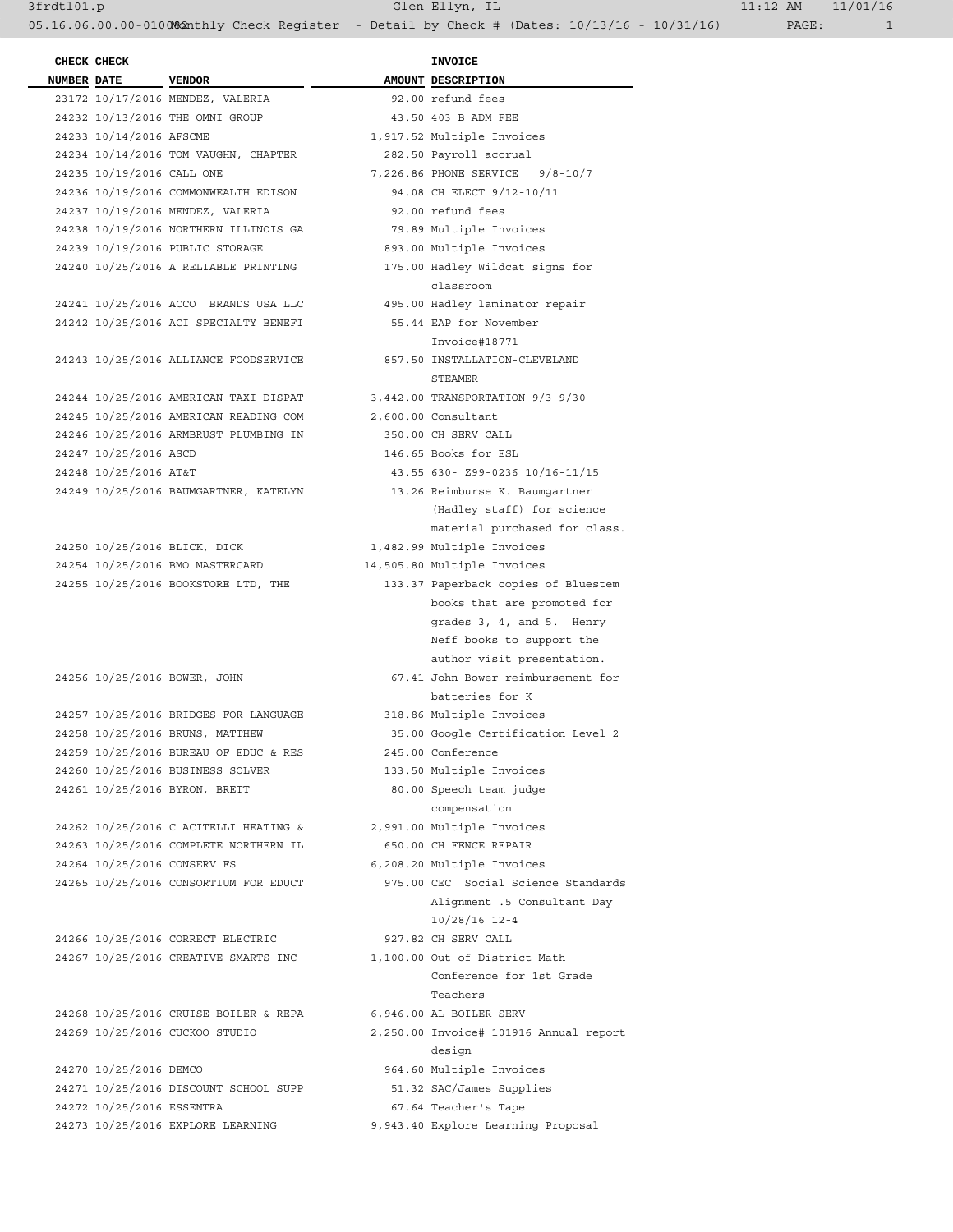| CHECK NUMBER | CHECK DATE | VENDOR | AMOUNT | INVOICE DESCRIPTION |
|---|---|---|---|---|
| 23172 | 10/17/2016 | MENDEZ, VALERIA | -92.00 | refund fees |
| 24232 | 10/13/2016 | THE OMNI GROUP | 43.50 | 403 B ADM FEE |
| 24233 | 10/14/2016 | AFSCME | 1,917.52 | Multiple Invoices |
| 24234 | 10/14/2016 | TOM VAUGHN, CHAPTER | 282.50 | Payroll accrual |
| 24235 | 10/19/2016 | CALL ONE | 7,226.86 | PHONE SERVICE 9/8-10/7 |
| 24236 | 10/19/2016 | COMMONWEALTH EDISON | 94.08 | CH ELECT 9/12-10/11 |
| 24237 | 10/19/2016 | MENDEZ, VALERIA | 92.00 | refund fees |
| 24238 | 10/19/2016 | NORTHERN ILLINOIS GA | 79.89 | Multiple Invoices |
| 24239 | 10/19/2016 | PUBLIC STORAGE | 893.00 | Multiple Invoices |
| 24240 | 10/25/2016 | A RELIABLE PRINTING | 175.00 | Hadley Wildcat signs for classroom |
| 24241 | 10/25/2016 | ACCO BRANDS USA LLC | 495.00 | Hadley laminator repair |
| 24242 | 10/25/2016 | ACI SPECIALTY BENEFI | 55.44 | EAP for November Invoice#18771 |
| 24243 | 10/25/2016 | ALLIANCE FOODSERVICE | 857.50 | INSTALLATION-CLEVELAND STEAMER |
| 24244 | 10/25/2016 | AMERICAN TAXI DISPAT | 3,442.00 | TRANSPORTATION 9/3-9/30 |
| 24245 | 10/25/2016 | AMERICAN READING COM | 2,600.00 | Consultant |
| 24246 | 10/25/2016 | ARMBRUST PLUMBING IN | 350.00 | CH SERV CALL |
| 24247 | 10/25/2016 | ASCD | 146.65 | Books for ESL |
| 24248 | 10/25/2016 | AT&T | 43.55 | 630- Z99-0236 10/16-11/15 |
| 24249 | 10/25/2016 | BAUMGARTNER, KATELYN | 13.26 | Reimburse K. Baumgartner (Hadley staff) for science material purchased for class. |
| 24250 | 10/25/2016 | BLICK, DICK | 1,482.99 | Multiple Invoices |
| 24254 | 10/25/2016 | BMO MASTERCARD | 14,505.80 | Multiple Invoices |
| 24255 | 10/25/2016 | BOOKSTORE LTD, THE | 133.37 | Paperback copies of Bluestem books that are promoted for grades 3, 4, and 5. Henry Neff books to support the author visit presentation. |
| 24256 | 10/25/2016 | BOWER, JOHN | 67.41 | John Bower reimbursement for batteries for K |
| 24257 | 10/25/2016 | BRIDGES FOR LANGUAGE | 318.86 | Multiple Invoices |
| 24258 | 10/25/2016 | BRUNS, MATTHEW | 35.00 | Google Certification Level 2 |
| 24259 | 10/25/2016 | BUREAU OF EDUC & RES | 245.00 | Conference |
| 24260 | 10/25/2016 | BUSINESS SOLVER | 133.50 | Multiple Invoices |
| 24261 | 10/25/2016 | BYRON, BRETT | 80.00 | Speech team judge compensation |
| 24262 | 10/25/2016 | C ACITELLI HEATING & | 2,991.00 | Multiple Invoices |
| 24263 | 10/25/2016 | COMPLETE NORTHERN IL | 650.00 | CH FENCE REPAIR |
| 24264 | 10/25/2016 | CONSERV FS | 6,208.20 | Multiple Invoices |
| 24265 | 10/25/2016 | CONSORTIUM FOR EDUCT | 975.00 | CEC Social Science Standards Alignment .5 Consultant Day 10/28/16 12-4 |
| 24266 | 10/25/2016 | CORRECT ELECTRIC | 927.82 | CH SERV CALL |
| 24267 | 10/25/2016 | CREATIVE SMARTS INC | 1,100.00 | Out of District Math Conference for 1st Grade Teachers |
| 24268 | 10/25/2016 | CRUISE BOILER & REPA | 6,946.00 | AL BOILER SERV |
| 24269 | 10/25/2016 | CUCKOO STUDIO | 2,250.00 | Invoice# 101916 Annual report design |
| 24270 | 10/25/2016 | DEMCO | 964.60 | Multiple Invoices |
| 24271 | 10/25/2016 | DISCOUNT SCHOOL SUPP | 51.32 | SAC/James Supplies |
| 24272 | 10/25/2016 | ESSENTRA | 67.64 | Teacher's Tape |
| 24273 | 10/25/2016 | EXPLORE LEARNING | 9,943.40 | Explore Learning Proposal |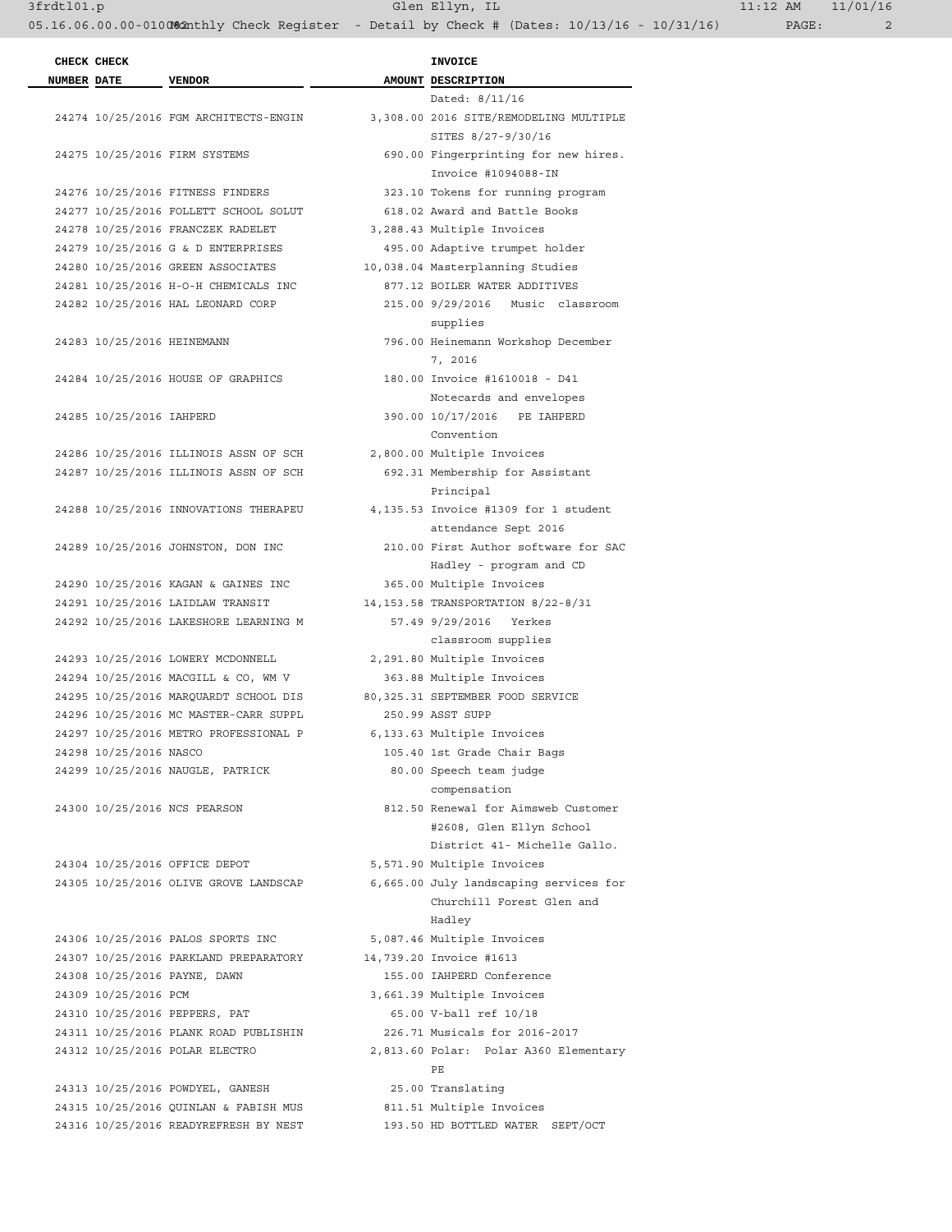| CHECK NUMBER | CHECK DATE | VENDOR | AMOUNT | INVOICE DESCRIPTION |
|---|---|---|---|---|
| | | | | Dated: 8/11/16 |
| 24274 | 10/25/2016 | FGM ARCHITECTS-ENGIN | 3,308.00 | 2016 SITE/REMODELING MULTIPLE SITES 8/27-9/30/16 |
| 24275 | 10/25/2016 | FIRM SYSTEMS | 690.00 | Fingerprinting for new hires. Invoice #1094088-IN |
| 24276 | 10/25/2016 | FITNESS FINDERS | 323.10 | Tokens for running program |
| 24277 | 10/25/2016 | FOLLETT SCHOOL SOLUT | 618.02 | Award and Battle Books |
| 24278 | 10/25/2016 | FRANCZEK RADELET | 3,288.43 | Multiple Invoices |
| 24279 | 10/25/2016 | G & D ENTERPRISES | 495.00 | Adaptive trumpet holder |
| 24280 | 10/25/2016 | GREEN ASSOCIATES | 10,038.04 | Masterplanning Studies |
| 24281 | 10/25/2016 | H-O-H CHEMICALS INC | 877.12 | BOILER WATER ADDITIVES |
| 24282 | 10/25/2016 | HAL LEONARD CORP | 215.00 | 9/29/2016 Music classroom supplies |
| 24283 | 10/25/2016 | HEINEMANN | 796.00 | Heinemann Workshop December 7, 2016 |
| 24284 | 10/25/2016 | HOUSE OF GRAPHICS | 180.00 | Invoice #1610018 - D41 Notecards and envelopes |
| 24285 | 10/25/2016 | IAHPERD | 390.00 | 10/17/2016 PE IAHPERD Convention |
| 24286 | 10/25/2016 | ILLINOIS ASSN OF SCH | 2,800.00 | Multiple Invoices |
| 24287 | 10/25/2016 | ILLINOIS ASSN OF SCH | 692.31 | Membership for Assistant Principal |
| 24288 | 10/25/2016 | INNOVATIONS THERAPEU | 4,135.53 | Invoice #1309 for 1 student attendance Sept 2016 |
| 24289 | 10/25/2016 | JOHNSTON, DON INC | 210.00 | First Author software for SAC Hadley - program and CD |
| 24290 | 10/25/2016 | KAGAN & GAINES INC | 365.00 | Multiple Invoices |
| 24291 | 10/25/2016 | LAIDLAW TRANSIT | 14,153.58 | TRANSPORTATION 8/22-8/31 |
| 24292 | 10/25/2016 | LAKESHORE LEARNING M | 57.49 | 9/29/2016 Yerkes classroom supplies |
| 24293 | 10/25/2016 | LOWERY MCDONNELL | 2,291.80 | Multiple Invoices |
| 24294 | 10/25/2016 | MACGILL & CO, WM V | 363.88 | Multiple Invoices |
| 24295 | 10/25/2016 | MARQUARDT SCHOOL DIS | 80,325.31 | SEPTEMBER FOOD SERVICE |
| 24296 | 10/25/2016 | MC MASTER-CARR SUPPL | 250.99 | ASST SUPP |
| 24297 | 10/25/2016 | METRO PROFESSIONAL P | 6,133.63 | Multiple Invoices |
| 24298 | 10/25/2016 | NASCO | 105.40 | 1st Grade Chair Bags |
| 24299 | 10/25/2016 | NAUGLE, PATRICK | 80.00 | Speech team judge compensation |
| 24300 | 10/25/2016 | NCS PEARSON | 812.50 | Renewal for Aimsweb Customer #2608, Glen Ellyn School District 41- Michelle Gallo. |
| 24304 | 10/25/2016 | OFFICE DEPOT | 5,571.90 | Multiple Invoices |
| 24305 | 10/25/2016 | OLIVE GROVE LANDSCAP | 6,665.00 | July landscaping services for Churchill Forest Glen and Hadley |
| 24306 | 10/25/2016 | PALOS SPORTS INC | 5,087.46 | Multiple Invoices |
| 24307 | 10/25/2016 | PARKLAND PREPARATORY | 14,739.20 | Invoice #1613 |
| 24308 | 10/25/2016 | PAYNE, DAWN | 155.00 | IAHPERD Conference |
| 24309 | 10/25/2016 | PCM | 3,661.39 | Multiple Invoices |
| 24310 | 10/25/2016 | PEPPERS, PAT | 65.00 | V-ball ref 10/18 |
| 24311 | 10/25/2016 | PLANK ROAD PUBLISHIN | 226.71 | Musicals for 2016-2017 |
| 24312 | 10/25/2016 | POLAR ELECTRO | 2,813.60 | Polar: Polar A360 Elementary PE |
| 24313 | 10/25/2016 | POWDYEL, GANESH | 25.00 | Translating |
| 24315 | 10/25/2016 | QUINLAN & FABISH MUS | 811.51 | Multiple Invoices |
| 24316 | 10/25/2016 | READYREFRESH BY NEST | 193.50 | HD BOTTLED WATER SEPT/OCT |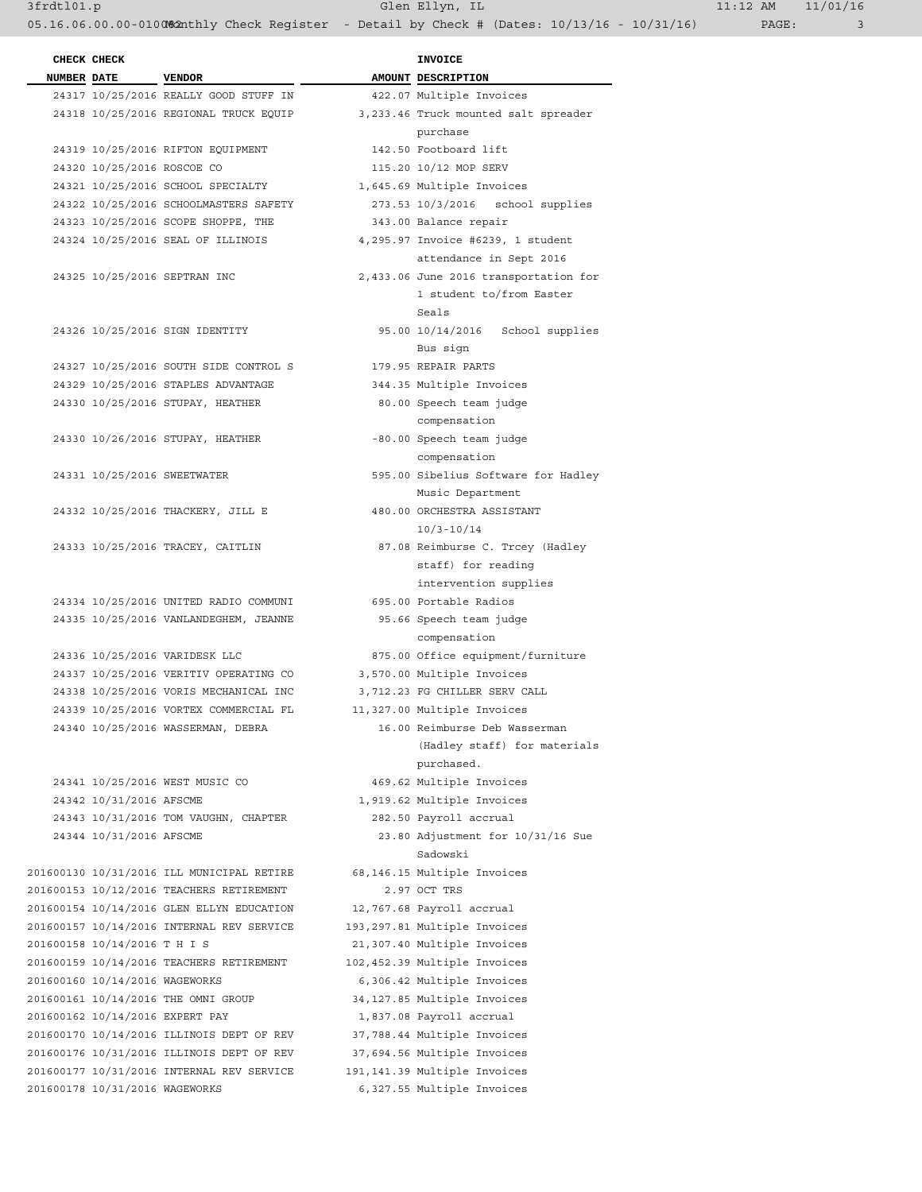| CHECK NUMBER | CHECK DATE | VENDOR | AMOUNT | INVOICE DESCRIPTION |
|---|---|---|---|---|
| 24317 | 10/25/2016 | REALLY GOOD STUFF IN | 422.07 | Multiple Invoices |
| 24318 | 10/25/2016 | REGIONAL TRUCK EQUIP | 3,233.46 | Truck mounted salt spreader purchase |
| 24319 | 10/25/2016 | RIFTON EQUIPMENT | 142.50 | Footboard lift |
| 24320 | 10/25/2016 | ROSCOE CO | 115.20 | 10/12 MOP SERV |
| 24321 | 10/25/2016 | SCHOOL SPECIALTY | 1,645.69 | Multiple Invoices |
| 24322 | 10/25/2016 | SCHOOLMASTERS SAFETY | 273.53 | 10/3/2016 school supplies |
| 24323 | 10/25/2016 | SCOPE SHOPPE, THE | 343.00 | Balance repair |
| 24324 | 10/25/2016 | SEAL OF ILLINOIS | 4,295.97 | Invoice #6239, 1 student attendance in Sept 2016 |
| 24325 | 10/25/2016 | SEPTRAN INC | 2,433.06 | June 2016 transportation for 1 student to/from Easter Seals |
| 24326 | 10/25/2016 | SIGN IDENTITY | 95.00 | 10/14/2016 School supplies Bus sign |
| 24327 | 10/25/2016 | SOUTH SIDE CONTROL S | 179.95 | REPAIR PARTS |
| 24329 | 10/25/2016 | STAPLES ADVANTAGE | 344.35 | Multiple Invoices |
| 24330 | 10/25/2016 | STUPAY, HEATHER | 80.00 | Speech team judge compensation |
| 24330 | 10/26/2016 | STUPAY, HEATHER | -80.00 | Speech team judge compensation |
| 24331 | 10/25/2016 | SWEETWATER | 595.00 | Sibelius Software for Hadley Music Department |
| 24332 | 10/25/2016 | THACKERY, JILL E | 480.00 | ORCHESTRA ASSISTANT 10/3-10/14 |
| 24333 | 10/25/2016 | TRACEY, CAITLIN | 87.08 | Reimburse C. Trcey (Hadley staff) for reading intervention supplies |
| 24334 | 10/25/2016 | UNITED RADIO COMMUNI | 695.00 | Portable Radios |
| 24335 | 10/25/2016 | VANLANDEGHEM, JEANNE | 95.66 | Speech team judge compensation |
| 24336 | 10/25/2016 | VARIDESK LLC | 875.00 | Office equipment/furniture |
| 24337 | 10/25/2016 | VERITIV OPERATING CO | 3,570.00 | Multiple Invoices |
| 24338 | 10/25/2016 | VORIS MECHANICAL INC | 3,712.23 | FG CHILLER SERV CALL |
| 24339 | 10/25/2016 | VORTEX COMMERCIAL FL | 11,327.00 | Multiple Invoices |
| 24340 | 10/25/2016 | WASSERMAN, DEBRA | 16.00 | Reimburse Deb Wasserman (Hadley staff) for materials purchased. |
| 24341 | 10/25/2016 | WEST MUSIC CO | 469.62 | Multiple Invoices |
| 24342 | 10/31/2016 | AFSCME | 1,919.62 | Multiple Invoices |
| 24343 | 10/31/2016 | TOM VAUGHN, CHAPTER | 282.50 | Payroll accrual |
| 24344 | 10/31/2016 | AFSCME | 23.80 | Adjustment for 10/31/16 Sue Sadowski |
| 201600130 | 10/31/2016 | ILL MUNICIPAL RETIRE | 68,146.15 | Multiple Invoices |
| 201600153 | 10/12/2016 | TEACHERS RETIREMENT | 2.97 | OCT TRS |
| 201600154 | 10/14/2016 | GLEN ELLYN EDUCATION | 12,767.68 | Payroll accrual |
| 201600157 | 10/14/2016 | INTERNAL REV SERVICE | 193,297.81 | Multiple Invoices |
| 201600158 | 10/14/2016 | T H I S | 21,307.40 | Multiple Invoices |
| 201600159 | 10/14/2016 | TEACHERS RETIREMENT | 102,452.39 | Multiple Invoices |
| 201600160 | 10/14/2016 | WAGEWORKS | 6,306.42 | Multiple Invoices |
| 201600161 | 10/14/2016 | THE OMNI GROUP | 34,127.85 | Multiple Invoices |
| 201600162 | 10/14/2016 | EXPERT PAY | 1,837.08 | Payroll accrual |
| 201600170 | 10/14/2016 | ILLINOIS DEPT OF REV | 37,788.44 | Multiple Invoices |
| 201600176 | 10/31/2016 | ILLINOIS DEPT OF REV | 37,694.56 | Multiple Invoices |
| 201600177 | 10/31/2016 | INTERNAL REV SERVICE | 191,141.39 | Multiple Invoices |
| 201600178 | 10/31/2016 | WAGEWORKS | 6,327.55 | Multiple Invoices |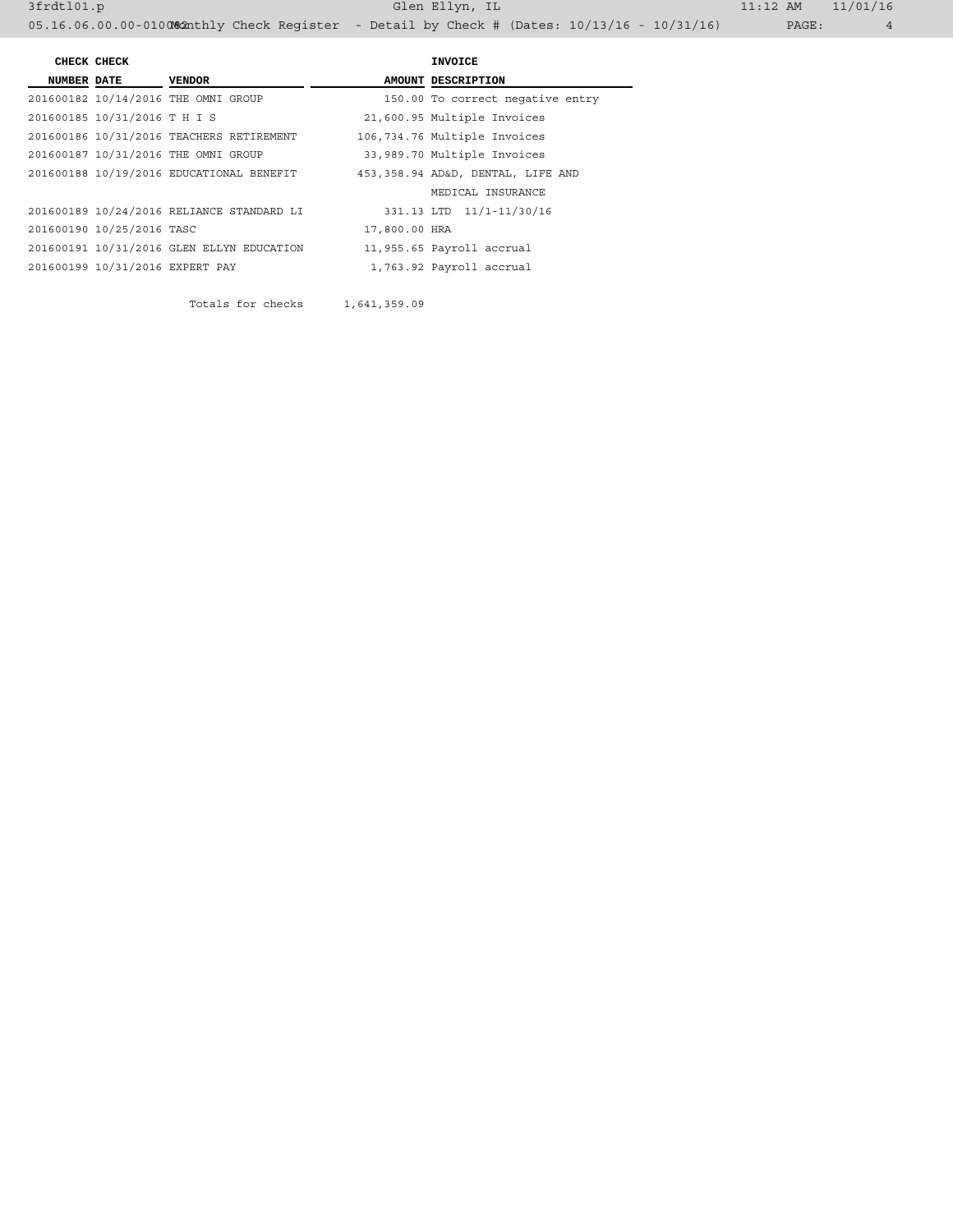| CHECK NUMBER | CHECK DATE | VENDOR | AMOUNT | INVOICE DESCRIPTION |
|---|---|---|---|---|
| 201600182 | 10/14/2016 | THE OMNI GROUP | 150.00 | To correct negative entry |
| 201600185 | 10/31/2016 | T H I S | 21,600.95 | Multiple Invoices |
| 201600186 | 10/31/2016 | TEACHERS RETIREMENT | 106,734.76 | Multiple Invoices |
| 201600187 | 10/31/2016 | THE OMNI GROUP | 33,989.70 | Multiple Invoices |
| 201600188 | 10/19/2016 | EDUCATIONAL BENEFIT | 453,358.94 | AD&D, DENTAL, LIFE AND MEDICAL INSURANCE |
| 201600189 | 10/24/2016 | RELIANCE STANDARD LI | 331.13 | LTD 11/1-11/30/16 |
| 201600190 | 10/25/2016 | TASC | 17,800.00 | HRA |
| 201600191 | 10/31/2016 | GLEN ELLYN EDUCATION | 11,955.65 | Payroll accrual |
| 201600199 | 10/31/2016 | EXPERT PAY | 1,763.92 | Payroll accrual |

Totals for checks 1,641,359.09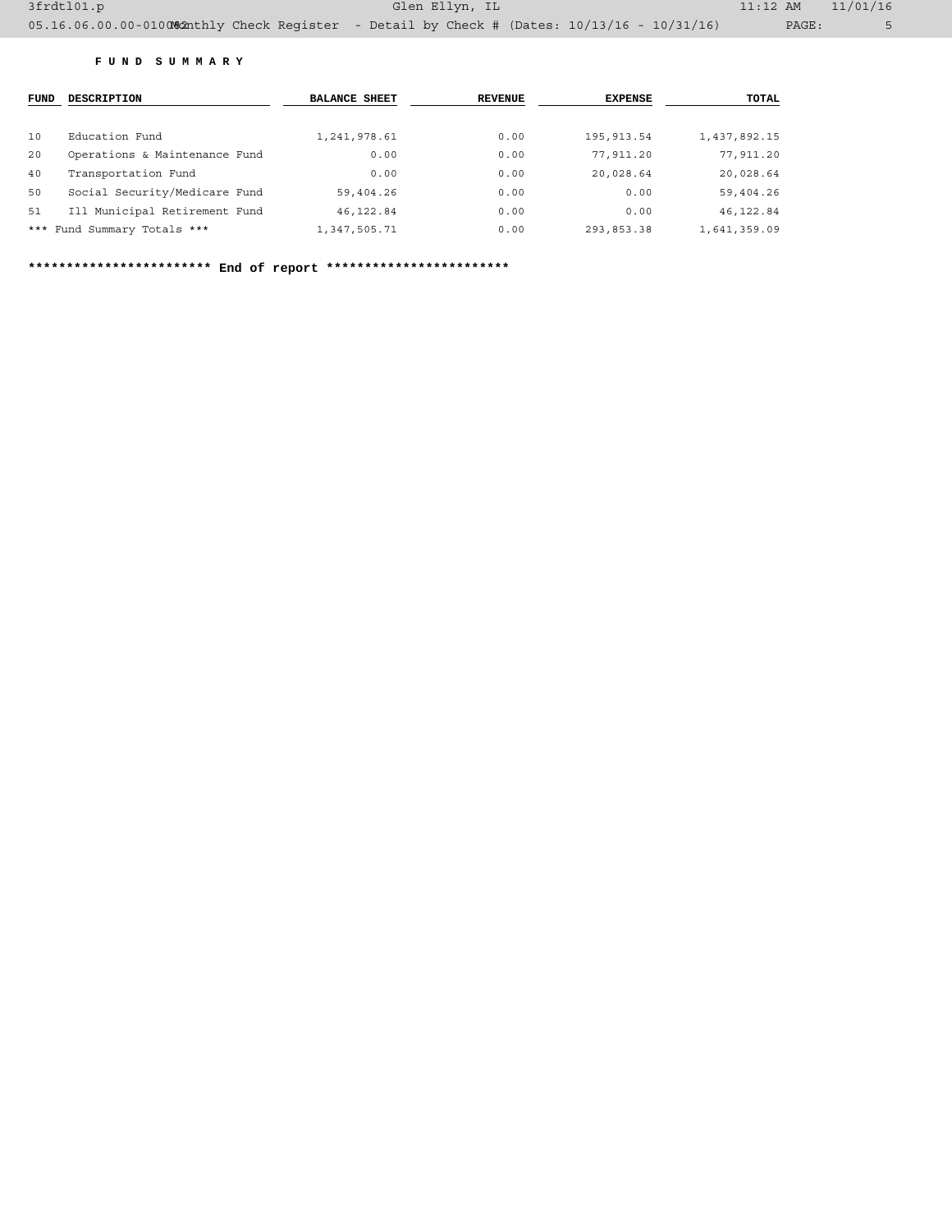**F U N D   S U M M A R Y**

| FUND | DESCRIPTION | BALANCE SHEET | REVENUE | EXPENSE | TOTAL |
|---|---|---|---|---|---|
| 10 | Education Fund | 1,241,978.61 | 0.00 | 195,913.54 | 1,437,892.15 |
| 20 | Operations & Maintenance Fund | 0.00 | 0.00 | 77,911.20 | 77,911.20 |
| 40 | Transportation Fund | 0.00 | 0.00 | 20,028.64 | 20,028.64 |
| 50 | Social Security/Medicare Fund | 59,404.26 | 0.00 | 0.00 | 59,404.26 |
| 51 | Ill Municipal Retirement Fund | 46,122.84 | 0.00 | 0.00 | 46,122.84 |
| *** Fund Summary Totals *** | | 1,347,505.71 | 0.00 | 293,853.38 | 1,641,359.09 |

**************************** End of report ****************************